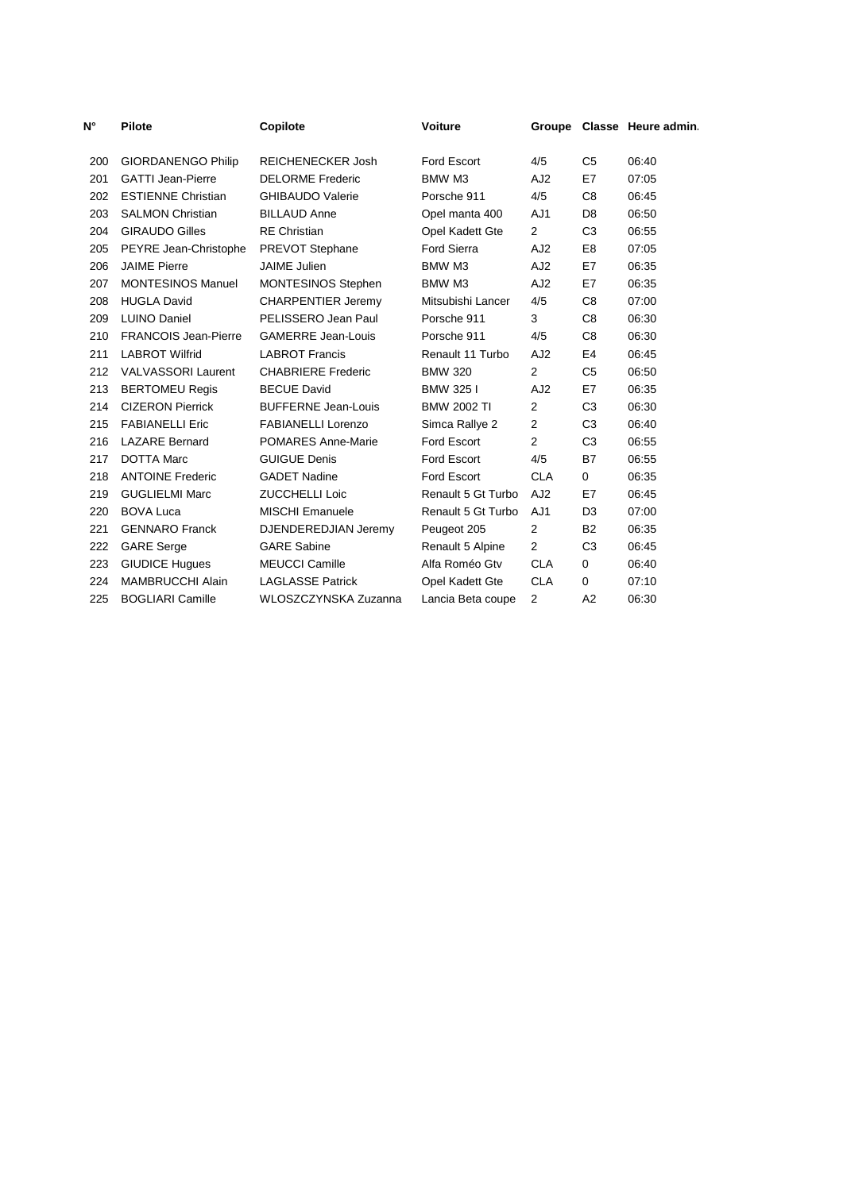| N° | Pilote | Copilote | Voiture | Groupe | Classe | Heure admin. |
|---|---|---|---|---|---|---|
| 200 | GIORDANENGO Philip | REICHENECKER Josh | Ford Escort | 4/5 | C5 | 06:40 |
| 201 | GATTI Jean-Pierre | DELORME Frederic | BMW M3 | AJ2 | E7 | 07:05 |
| 202 | ESTIENNE Christian | GHIBAUDO Valerie | Porsche 911 | 4/5 | C8 | 06:45 |
| 203 | SALMON Christian | BILLAUD Anne | Opel manta 400 | AJ1 | D8 | 06:50 |
| 204 | GIRAUDO Gilles | RE Christian | Opel Kadett Gte | 2 | C3 | 06:55 |
| 205 | PEYRE Jean-Christophe | PREVOT Stephane | Ford Sierra | AJ2 | E8 | 07:05 |
| 206 | JAIME Pierre | JAIME Julien | BMW M3 | AJ2 | E7 | 06:35 |
| 207 | MONTESINOS Manuel | MONTESINOS Stephen | BMW M3 | AJ2 | E7 | 06:35 |
| 208 | HUGLA David | CHARPENTIER Jeremy | Mitsubishi Lancer | 4/5 | C8 | 07:00 |
| 209 | LUINO Daniel | PELISSERO Jean Paul | Porsche 911 | 3 | C8 | 06:30 |
| 210 | FRANCOIS Jean-Pierre | GAMERRE Jean-Louis | Porsche 911 | 4/5 | C8 | 06:30 |
| 211 | LABROT Wilfrid | LABROT Francis | Renault 11 Turbo | AJ2 | E4 | 06:45 |
| 212 | VALVASSORI Laurent | CHABRIERE Frederic | BMW 320 | 2 | C5 | 06:50 |
| 213 | BERTOMEU Regis | BECUE David | BMW 325 I | AJ2 | E7 | 06:35 |
| 214 | CIZERON Pierrick | BUFFERNE Jean-Louis | BMW 2002 TI | 2 | C3 | 06:30 |
| 215 | FABIANELLI Eric | FABIANELLI Lorenzo | Simca Rallye 2 | 2 | C3 | 06:40 |
| 216 | LAZARE Bernard | POMARES Anne-Marie | Ford Escort | 2 | C3 | 06:55 |
| 217 | DOTTA Marc | GUIGUE Denis | Ford Escort | 4/5 | B7 | 06:55 |
| 218 | ANTOINE Frederic | GADET Nadine | Ford Escort | CLA | 0 | 06:35 |
| 219 | GUGLIELMI Marc | ZUCCHELLI Loic | Renault 5 Gt Turbo | AJ2 | E7 | 06:45 |
| 220 | BOVA Luca | MISCHI Emanuele | Renault 5 Gt Turbo | AJ1 | D3 | 07:00 |
| 221 | GENNARO Franck | DJENDEREDJIAN Jeremy | Peugeot 205 | 2 | B2 | 06:35 |
| 222 | GARE Serge | GARE Sabine | Renault 5 Alpine | 2 | C3 | 06:45 |
| 223 | GIUDICE Hugues | MEUCCI Camille | Alfa Roméo Gtv | CLA | 0 | 06:40 |
| 224 | MAMBRUCCHI Alain | LAGLASSE Patrick | Opel Kadett Gte | CLA | 0 | 07:10 |
| 225 | BOGLIARI Camille | WLOSZCZYNSKA Zuzanna | Lancia Beta coupe | 2 | A2 | 06:30 |